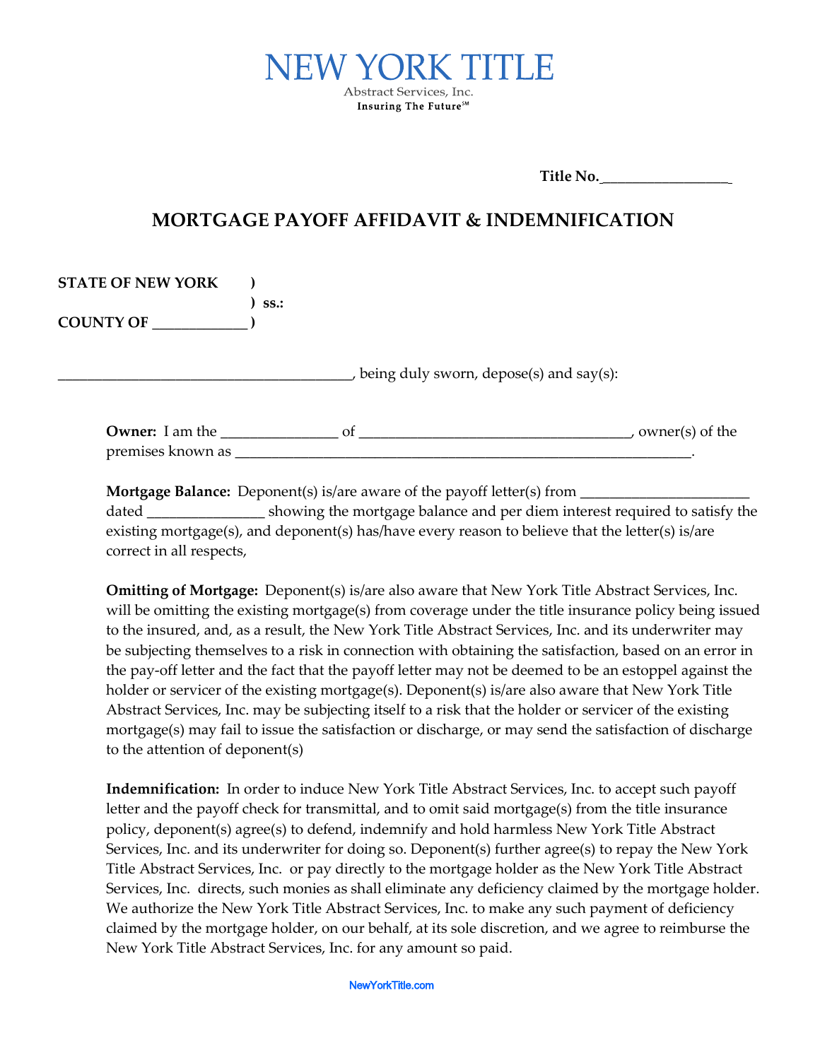NEW YORK TITLE

Abstract Services, Inc.

Insuring The Future℠

**Title No.\_\_\_\_\_\_\_\_\_\_\_\_\_\_\_\_\_**

## MORTGAGE PAYOFF AFFIDAVIT & INDEMNIFICATION

**STATE OF NEW YORK )**

**) ss.:**

**COUNTY OF \_\_\_\_\_\_\_\_\_\_\_\_\_ )**

\_\_\_\_\_\_\_\_\_\_\_\_\_\_\_\_\_\_\_\_\_\_\_\_\_\_\_\_\_\_\_\_\_\_\_\_\_\_\_, being duly sworn, depose(s) and say(s):

**Owner:** I am the \_\_\_\_\_\_\_\_\_\_\_\_\_\_\_ of \_\_\_\_\_\_\_\_\_\_\_\_\_\_\_\_\_\_\_\_\_\_\_\_\_\_\_\_\_\_\_\_\_\_\_, owner(s) of the premises known as \_\_\_\_\_\_\_\_\_\_\_\_\_\_\_\_\_\_\_\_\_\_\_\_\_\_\_\_\_\_\_\_\_\_\_\_\_\_\_\_\_\_\_\_\_\_\_\_\_\_\_\_\_\_\_\_\_\_\_\_.

**Mortgage Balance:** Deponent(s) is/are aware of the payoff letter(s) from \_\_\_\_\_\_\_\_\_\_\_\_\_\_\_\_\_\_\_\_\_\_ dated \_\_\_\_\_\_\_\_\_\_\_\_\_\_\_ showing the mortgage balance and per diem interest required to satisfy the existing mortgage(s), and deponent(s) has/have every reason to believe that the letter(s) is/are correct in all respects,

**Omitting of Mortgage:** Deponent(s) is/are also aware that New York Title Abstract Services, Inc. will be omitting the existing mortgage(s) from coverage under the title insurance policy being issued to the insured, and, as a result, the New York Title Abstract Services, Inc. and its underwriter may be subjecting themselves to a risk in connection with obtaining the satisfaction, based on an error in the pay-off letter and the fact that the payoff letter may not be deemed to be an estoppel against the holder or servicer of the existing mortgage(s). Deponent(s) is/are also aware that New York Title Abstract Services, Inc. may be subjecting itself to a risk that the holder or servicer of the existing mortgage(s) may fail to issue the satisfaction or discharge, or may send the satisfaction of discharge to the attention of deponent(s)

**Indemnification:** In order to induce New York Title Abstract Services, Inc. to accept such payoff letter and the payoff check for transmittal, and to omit said mortgage(s) from the title insurance policy, deponent(s) agree(s) to defend, indemnify and hold harmless New York Title Abstract Services, Inc. and its underwriter for doing so. Deponent(s) further agree(s) to repay the New York Title Abstract Services, Inc. or pay directly to the mortgage holder as the New York Title Abstract Services, Inc. directs, such monies as shall eliminate any deficiency claimed by the mortgage holder. We authorize the New York Title Abstract Services, Inc. to make any such payment of deficiency claimed by the mortgage holder, on our behalf, at its sole discretion, and we agree to reimburse the New York Title Abstract Services, Inc. for any amount so paid.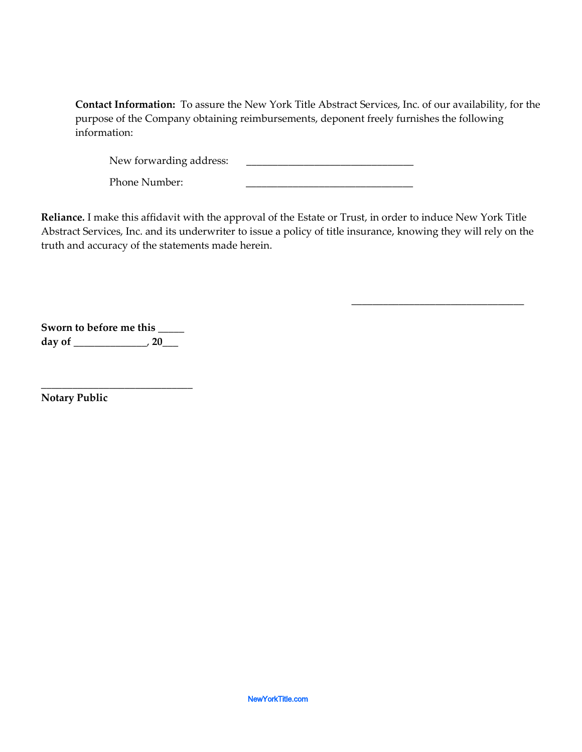**Contact Information:** To assure the New York Title Abstract Services, Inc. of our availability, for the purpose of the Company obtaining reimbursements, deponent freely furnishes the following information:

New forwarding address: ________________________________

Phone Number: ________________________________

**Reliance.** I make this affidavit with the approval of the Estate or Trust, in order to induce New York Title Abstract Services, Inc. and its underwriter to issue a policy of title insurance, knowing they will rely on the truth and accuracy of the statements made herein.

_________________________________

**Sworn to before me this _____ day of ______________, 20___**

_____________________________
**Notary Public**

NewYorkTitle.com